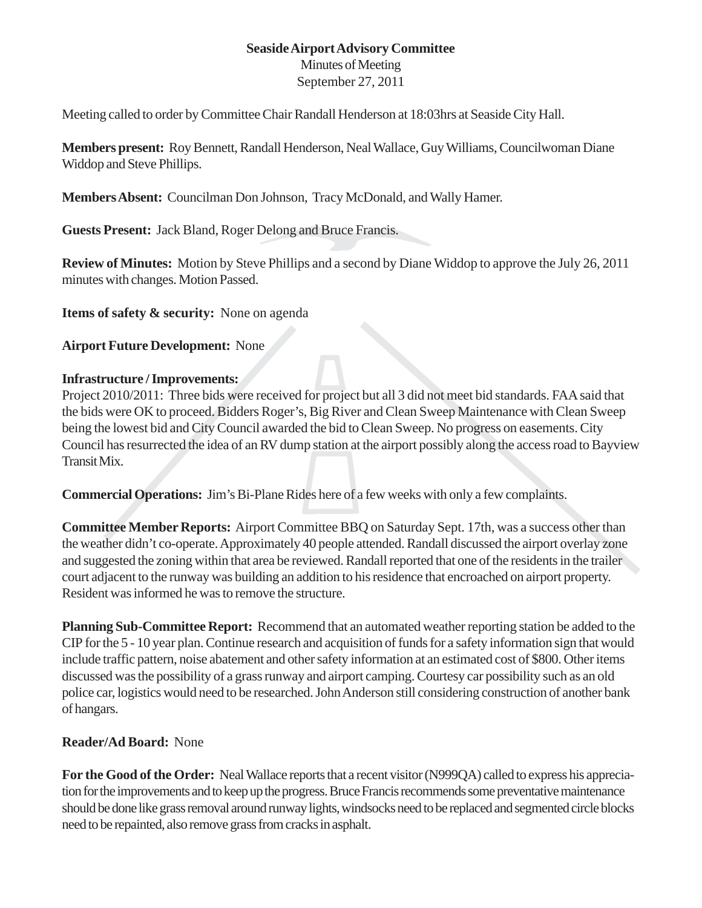# Seaside Airport Advisory Committee

Minutes of Meeting

September 27, 2011

Meeting called to order by Committee Chair Randall Henderson at 18:03hrs at Seaside City Hall.

**Members present:** Roy Bennett, Randall Henderson, Neal Wallace, Guy Williams, Councilwoman Diane Widdop and Steve Phillips.

**Members Absent:** Councilman Don Johnson, Tracy McDonald, and Wally Hamer.

**Guests Present:** Jack Bland, Roger Delong and Bruce Francis.

**Review of Minutes:** Motion by Steve Phillips and a second by Diane Widdop to approve the July 26, 2011 minutes with changes. Motion Passed.

**Items of safety & security:** None on agenda

**Airport Future Development:** None

**Infrastructure / Improvements:**

Project 2010/2011: Three bids were received for project but all 3 did not meet bid standards. FAA said that the bids were OK to proceed. Bidders Roger's, Big River and Clean Sweep Maintenance with Clean Sweep being the lowest bid and City Council awarded the bid to Clean Sweep. No progress on easements. City Council has resurrected the idea of an RV dump station at the airport possibly along the access road to Bayview Transit Mix.

**Commercial Operations:** Jim's Bi-Plane Rides here of a few weeks with only a few complaints.

**Committee Member Reports:** Airport Committee BBQ on Saturday Sept. 17th, was a success other than the weather didn't co-operate. Approximately 40 people attended. Randall discussed the airport overlay zone and suggested the zoning within that area be reviewed. Randall reported that one of the residents in the trailer court adjacent to the runway was building an addition to his residence that encroached on airport property. Resident was informed he was to remove the structure.

**Planning Sub-Committee Report:** Recommend that an automated weather reporting station be added to the CIP for the 5 - 10 year plan. Continue research and acquisition of funds for a safety information sign that would include traffic pattern, noise abatement and other safety information at an estimated cost of $800. Other items discussed was the possibility of a grass runway and airport camping. Courtesy car possibility such as an old police car, logistics would need to be researched. John Anderson still considering construction of another bank of hangars.

**Reader/Ad Board:** None

**For the Good of the Order:** Neal Wallace reports that a recent visitor (N999QA) called to express his appreciation for the improvements and to keep up the progress. Bruce Francis recommends some preventative maintenance should be done like grass removal around runway lights, windsocks need to be replaced and segmented circle blocks need to be repainted, also remove grass from cracks in asphalt.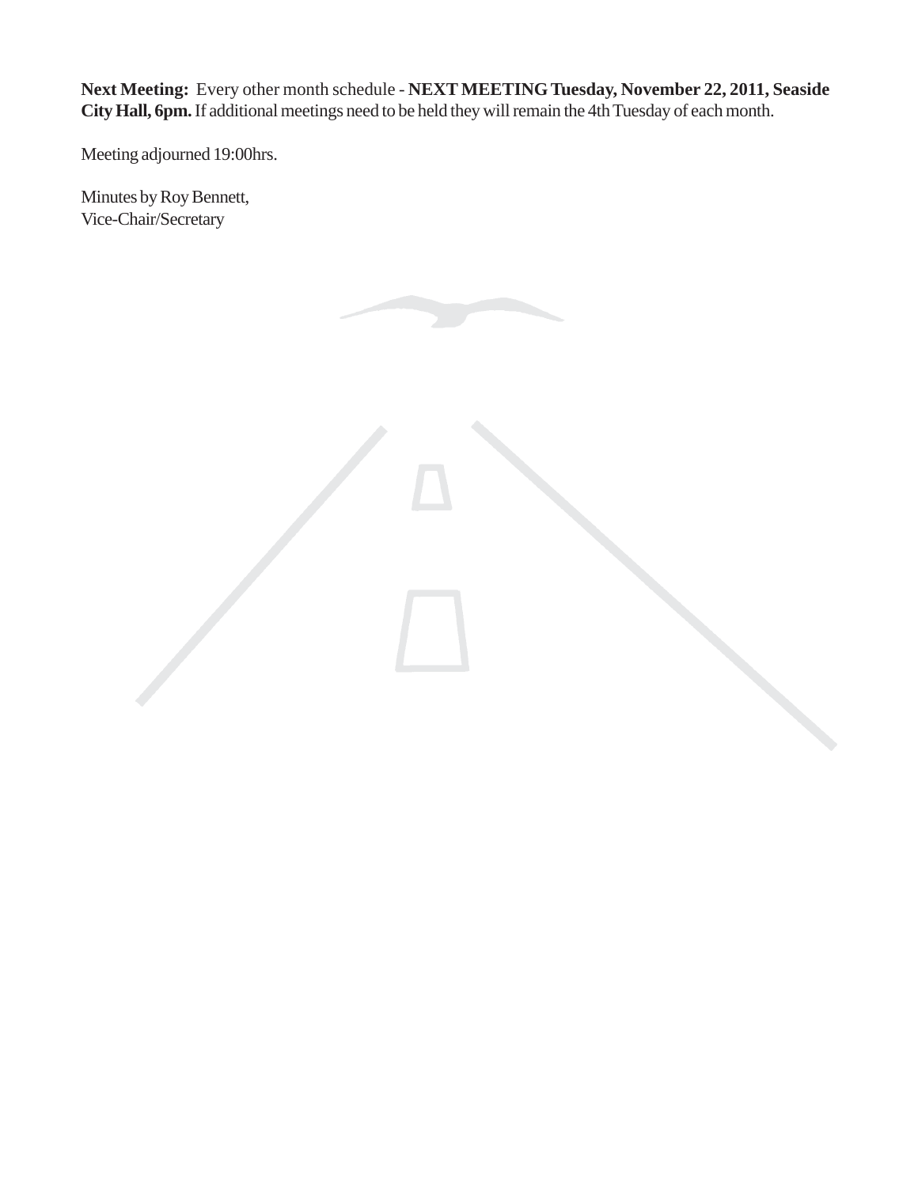**Next Meeting:** Every other month schedule - **NEXT MEETING Tuesday, November 22, 2011, Seaside City Hall, 6pm.** If additional meetings need to be held they will remain the 4th Tuesday of each month.

Meeting adjourned 19:00hrs.

Minutes by Roy Bennett,
Vice-Chair/Secretary